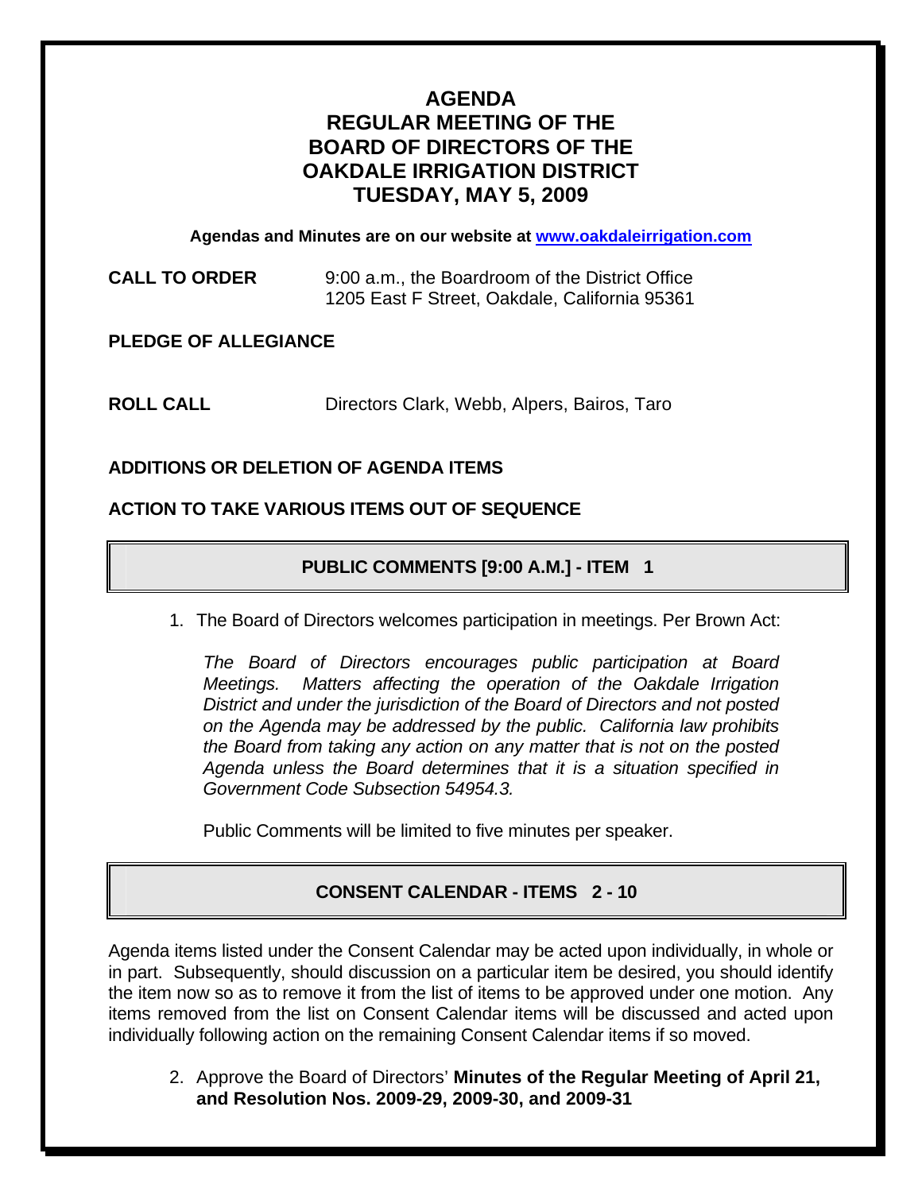# AGENDA
# REGULAR MEETING OF THE BOARD OF DIRECTORS OF THE OAKDALE IRRIGATION DISTRICT
# TUESDAY, MAY 5, 2009

**Agendas and Minutes are on our website at [www.oakdaleirrigation.com](http://www.oakdaleirrigation.com)**

**CALL TO ORDER** 9:00 a.m., the Boardroom of the District Office
1205 East F Street, Oakdale, California 95361

**PLEDGE OF ALLEGIANCE**

**ROLL CALL** Directors Clark, Webb, Alpers, Bairos, Taro

**ADDITIONS OR DELETION OF AGENDA ITEMS**

**ACTION TO TAKE VARIOUS ITEMS OUT OF SEQUENCE**

## PUBLIC COMMENTS [9:00 A.M.] - ITEM 1

1. The Board of Directors welcomes participation in meetings. Per Brown Act:

   *The Board of Directors encourages public participation at Board Meetings. Matters affecting the operation of the Oakdale Irrigation District and under the jurisdiction of the Board of Directors and not posted on the Agenda may be addressed by the public. California law prohibits the Board from taking any action on any matter that is not on the posted Agenda unless the Board determines that it is a situation specified in Government Code Subsection 54954.3.*

   Public Comments will be limited to five minutes per speaker.

## CONSENT CALENDAR - ITEMS 2 - 10

Agenda items listed under the Consent Calendar may be acted upon individually, in whole or in part. Subsequently, should discussion on a particular item be desired, you should identify the item now so as to remove it from the list of items to be approved under one motion. Any items removed from the list on Consent Calendar items will be discussed and acted upon individually following action on the remaining Consent Calendar items if so moved.

2. Approve the Board of Directors' **Minutes of the Regular Meeting of April 21, and Resolution Nos. 2009-29, 2009-30, and 2009-31**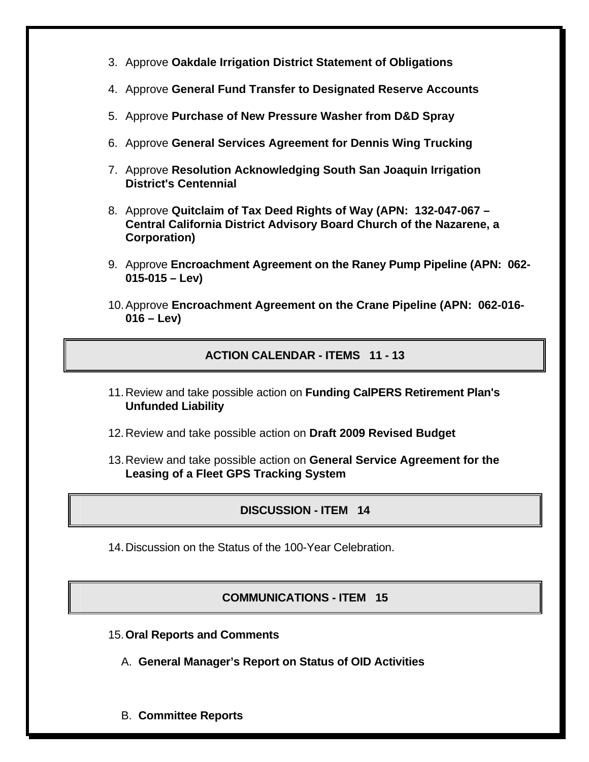3. Approve **Oakdale Irrigation District Statement of Obligations**

4. Approve **General Fund Transfer to Designated Reserve Accounts**

5. Approve **Purchase of New Pressure Washer from D&D Spray**

6. Approve **General Services Agreement for Dennis Wing Trucking**

7. Approve **Resolution Acknowledging South San Joaquin Irrigation District's Centennial**

8. Approve **Quitclaim of Tax Deed Rights of Way (APN: 132-047-067 – Central California District Advisory Board Church of the Nazarene, a Corporation)**

9. Approve **Encroachment Agreement on the Raney Pump Pipeline (APN: 062-015-015 – Lev)**

10. Approve **Encroachment Agreement on the Crane Pipeline (APN: 062-016-016 – Lev)**

## ACTION CALENDAR - ITEMS 11 - 13

11. Review and take possible action on **Funding CalPERS Retirement Plan's Unfunded Liability**

12. Review and take possible action on **Draft 2009 Revised Budget**

13. Review and take possible action on **General Service Agreement for the Leasing of a Fleet GPS Tracking System**

## DISCUSSION - ITEM 14

14. Discussion on the Status of the 100-Year Celebration.

## COMMUNICATIONS - ITEM 15

15. **Oral Reports and Comments**

    A. **General Manager's Report on Status of OID Activities**

    B. **Committee Reports**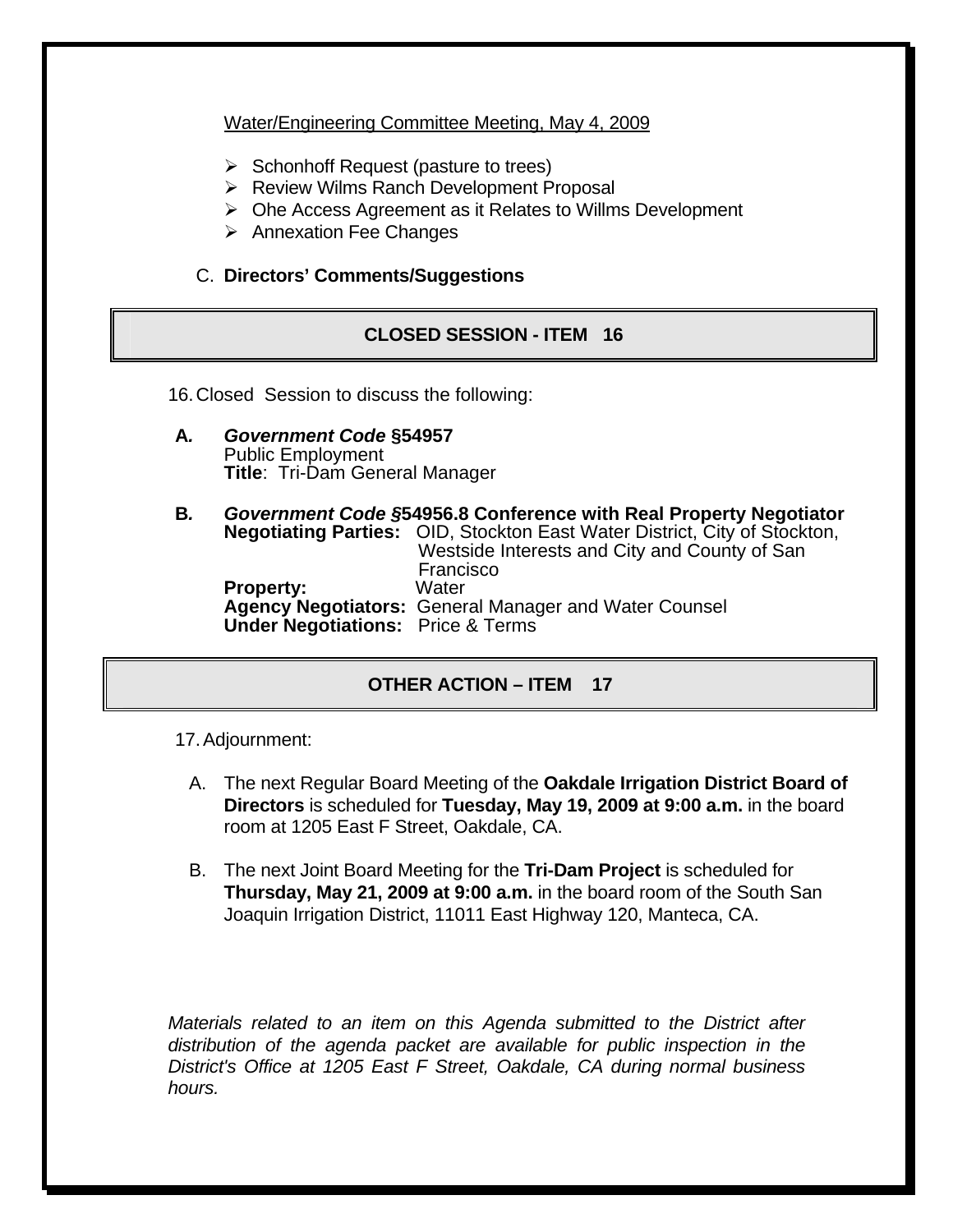Water/Engineering Committee Meeting, May 4, 2009

- Schonhoff Request (pasture to trees)
- Review Wilms Ranch Development Proposal
- Ohe Access Agreement as it Relates to Willms Development
- Annexation Fee Changes

C. **Directors' Comments/Suggestions**

## CLOSED SESSION - ITEM 16

16. Closed Session to discuss the following:

**A.** ***Government Code*** **§54957**
Public Employment
**Title**: Tri-Dam General Manager

**B.** ***Government Code §*****54956.8 Conference with Real Property Negotiator**
**Negotiating Parties:** OID, Stockton East Water District, City of Stockton, Westside Interests and City and County of San Francisco
**Property:** Water
**Agency Negotiators:** General Manager and Water Counsel
**Under Negotiations:** Price & Terms

## OTHER ACTION – ITEM 17

17. Adjournment:

A. The next Regular Board Meeting of the **Oakdale Irrigation District Board of Directors** is scheduled for **Tuesday, May 19, 2009 at 9:00 a.m.** in the board room at 1205 East F Street, Oakdale, CA.

B. The next Joint Board Meeting for the **Tri-Dam Project** is scheduled for **Thursday, May 21, 2009 at 9:00 a.m.** in the board room of the South San Joaquin Irrigation District, 11011 East Highway 120, Manteca, CA.

*Materials related to an item on this Agenda submitted to the District after distribution of the agenda packet are available for public inspection in the District's Office at 1205 East F Street, Oakdale, CA during normal business hours.*